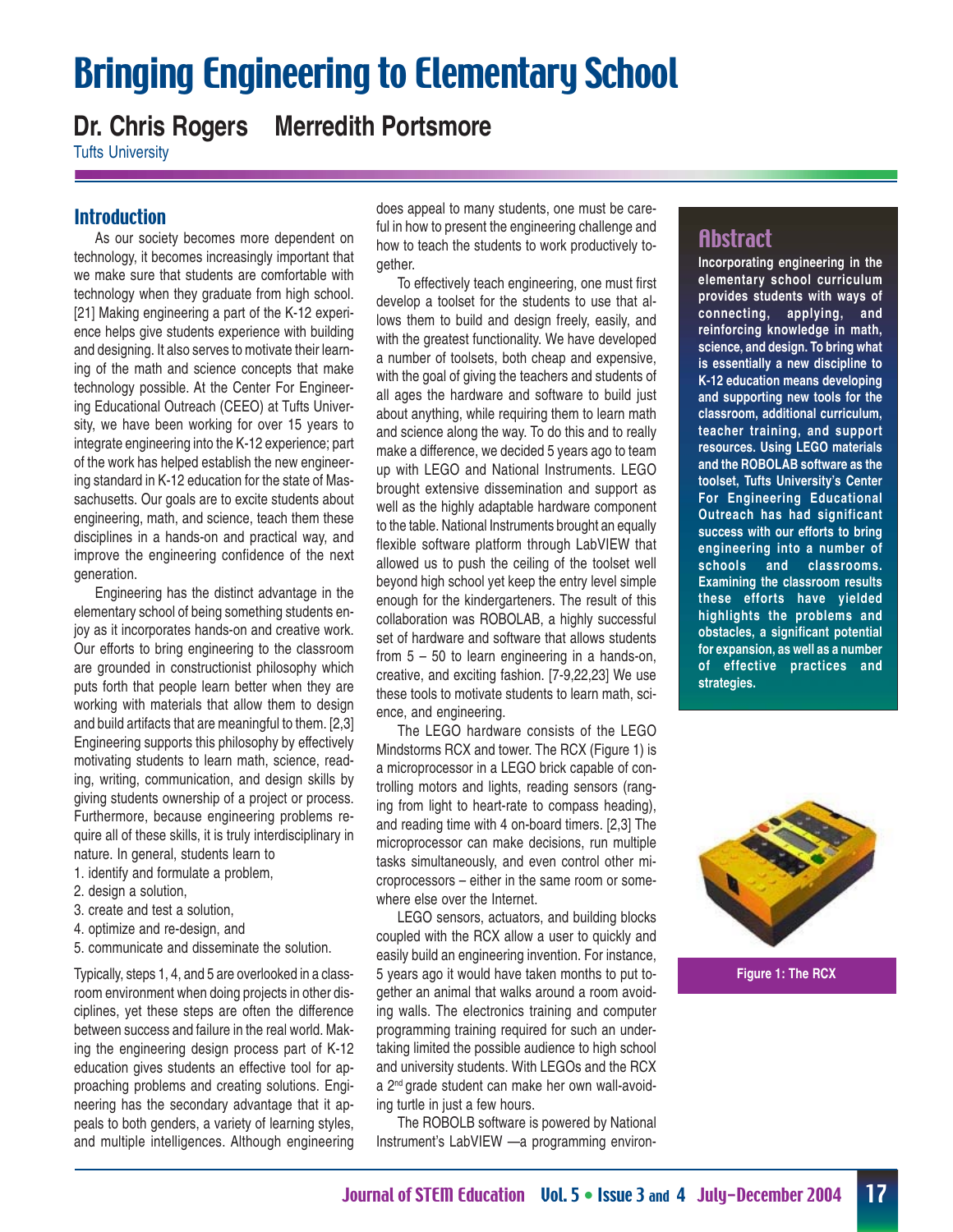# Bringing Engineering to Elementary School

## Dr. Chris Rogers Merredith Portsmore

Tufts University

## Abstract

**Incorporating engineering in the elementary school curriculum provides students with ways of connecting, applying, and reinforcing knowledge in math, science, and design. To bring what is essentially a new discipline to K-12 education means developing and supporting new tools for the classroom, additional curriculum, teacher training, and support resources. Using LEGO materials and the ROBOLAB software as the toolset, Tufts University's Center For Engineering Educational Outreach has had significant success with our efforts to bring engineering into a number of schools and classrooms. Examining the classroom results these efforts have yielded highlights the problems and obstacles, a significant potential for expansion, as well as a number of effective practices and strategies.**

## Introduction

As our society becomes more dependent on technology, it becomes increasingly important that we make sure that students are comfortable with technology when they graduate from high school. [21] Making engineering a part of the K-12 experience helps give students experience with building and designing. It also serves to motivate their learning of the math and science concepts that make technology possible. At the Center For Engineering Educational Outreach (CEEO) at Tufts University, we have been working for over 15 years to integrate engineering into the K-12 experience; part of the work has helped establish the new engineering standard in K-12 education for the state of Massachusetts. Our goals are to excite students about engineering, math, and science, teach them these disciplines in a hands-on and practical way, and improve the engineering confidence of the next generation.

Engineering has the distinct advantage in the elementary school of being something students enjoy as it incorporates hands-on and creative work. Our efforts to bring engineering to the classroom are grounded in constructionist philosophy which puts forth that people learn better when they are working with materials that allow them to design and build artifacts that are meaningful to them. [2,3] Engineering supports this philosophy by effectively motivating students to learn math, science, reading, writing, communication, and design skills by giving students ownership of a project or process. Furthermore, because engineering problems require all of these skills, it is truly interdisciplinary in nature. In general, students learn to

1. identify and formulate a problem,
2. design a solution,
3. create and test a solution,
4. optimize and re-design, and
5. communicate and disseminate the solution.

Typically, steps 1, 4, and 5 are overlooked in a classroom environment when doing projects in other disciplines, yet these steps are often the difference between success and failure in the real world. Making the engineering design process part of K-12 education gives students an effective tool for approaching problems and creating solutions. Engineering has the secondary advantage that it appeals to both genders, a variety of learning styles, and multiple intelligences. Although engineering does appeal to many students, one must be careful in how to present the engineering challenge and how to teach the students to work productively together.

To effectively teach engineering, one must first develop a toolset for the students to use that allows them to build and design freely, easily, and with the greatest functionality. We have developed a number of toolsets, both cheap and expensive, with the goal of giving the teachers and students of all ages the hardware and software to build just about anything, while requiring them to learn math and science along the way. To do this and to really make a difference, we decided 5 years ago to team up with LEGO and National Instruments. LEGO brought extensive dissemination and support as well as the highly adaptable hardware component to the table. National Instruments brought an equally flexible software platform through LabVIEW that allowed us to push the ceiling of the toolset well beyond high school yet keep the entry level simple enough for the kindergarteners. The result of this collaboration was ROBOLAB, a highly successful set of hardware and software that allows students from 5 – 50 to learn engineering in a hands-on, creative, and exciting fashion. [7-9,22,23] We use these tools to motivate students to learn math, science, and engineering.

The LEGO hardware consists of the LEGO Mindstorms RCX and tower. The RCX (Figure 1) is a microprocessor in a LEGO brick capable of controlling motors and lights, reading sensors (ranging from light to heart-rate to compass heading), and reading time with 4 on-board timers. [2,3] The microprocessor can make decisions, run multiple tasks simultaneously, and even control other microprocessors – either in the same room or somewhere else over the Internet.

Figure 1: The RCX

LEGO sensors, actuators, and building blocks coupled with the RCX allow a user to quickly and easily build an engineering invention. For instance, 5 years ago it would have taken months to put together an animal that walks around a room avoiding walls. The electronics training and computer programming training required for such an undertaking limited the possible audience to high school and university students. With LEGOs and the RCX a 2nd grade student can make her own wall-avoiding turtle in just a few hours.

The ROBOLB software is powered by National Instrument's LabVIEW —a programming environ-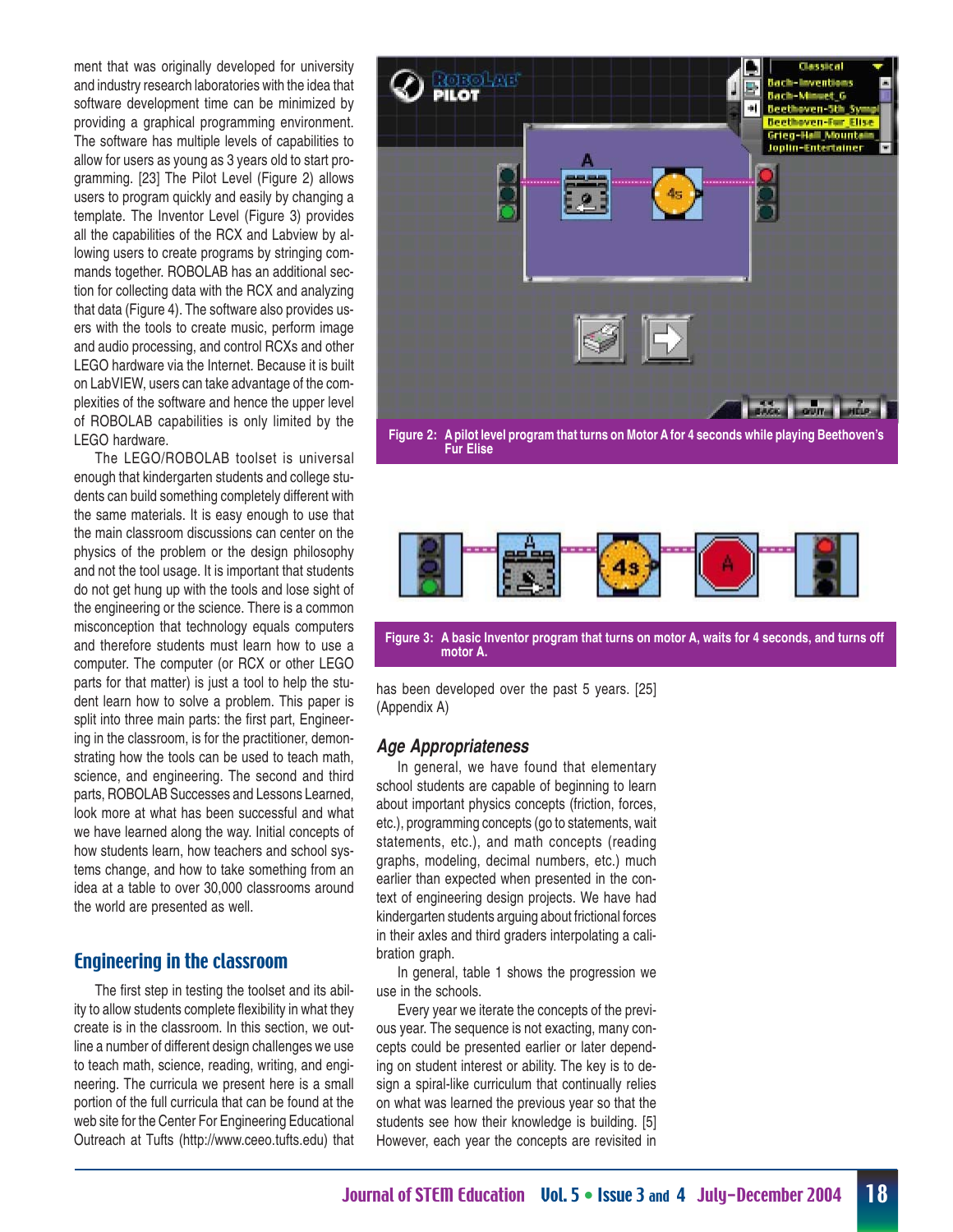ment that was originally developed for university and industry research laboratories with the idea that software development time can be minimized by providing a graphical programming environment. The software has multiple levels of capabilities to allow for users as young as 3 years old to start programming. [23] The Pilot Level (Figure 2) allows users to program quickly and easily by changing a template. The Inventor Level (Figure 3) provides all the capabilities of the RCX and Labview by allowing users to create programs by stringing commands together. ROBOLAB has an additional section for collecting data with the RCX and analyzing that data (Figure 4). The software also provides users with the tools to create music, perform image and audio processing, and control RCXs and other LEGO hardware via the Internet. Because it is built on LabVIEW, users can take advantage of the complexities of the software and hence the upper level of ROBOLAB capabilities is only limited by the LEGO hardware.

The LEGO/ROBOLAB toolset is universal enough that kindergarten students and college students can build something completely different with the same materials. It is easy enough to use that the main classroom discussions can center on the physics of the problem or the design philosophy and not the tool usage. It is important that students do not get hung up with the tools and lose sight of the engineering or the science. There is a common misconception that technology equals computers and therefore students must learn how to use a computer. The computer (or RCX or other LEGO parts for that matter) is just a tool to help the student learn how to solve a problem. This paper is split into three main parts: the first part, Engineering in the classroom, is for the practitioner, demonstrating how the tools can be used to teach math, science, and engineering. The second and third parts, ROBOLAB Successes and Lessons Learned, look more at what has been successful and what we have learned along the way. Initial concepts of how students learn, how teachers and school systems change, and how to take something from an idea at a table to over 30,000 classrooms around the world are presented as well.

Figure 2: A pilot level program that turns on Motor A for 4 seconds while playing Beethoven's Fur Elise

Figure 3: A basic Inventor program that turns on motor A, waits for 4 seconds, and turns off motor A.

## Engineering in the classroom

The first step in testing the toolset and its ability to allow students complete flexibility in what they create is in the classroom. In this section, we outline a number of different design challenges we use to teach math, science, reading, writing, and engineering. The curricula we present here is a small portion of the full curricula that can be found at the web site for the Center For Engineering Educational Outreach at Tufts (http://www.ceeo.tufts.edu) that has been developed over the past 5 years. [25] (Appendix A)

### Age Appropriateness

In general, we have found that elementary school students are capable of beginning to learn about important physics concepts (friction, forces, etc.), programming concepts (go to statements, wait statements, etc.), and math concepts (reading graphs, modeling, decimal numbers, etc.) much earlier than expected when presented in the context of engineering design projects. We have had kindergarten students arguing about frictional forces in their axles and third graders interpolating a calibration graph.

In general, table 1 shows the progression we use in the schools.

Every year we iterate the concepts of the previous year. The sequence is not exacting, many concepts could be presented earlier or later depending on student interest or ability. The key is to design a spiral-like curriculum that continually relies on what was learned the previous year so that the students see how their knowledge is building. [5] However, each year the concepts are revisited in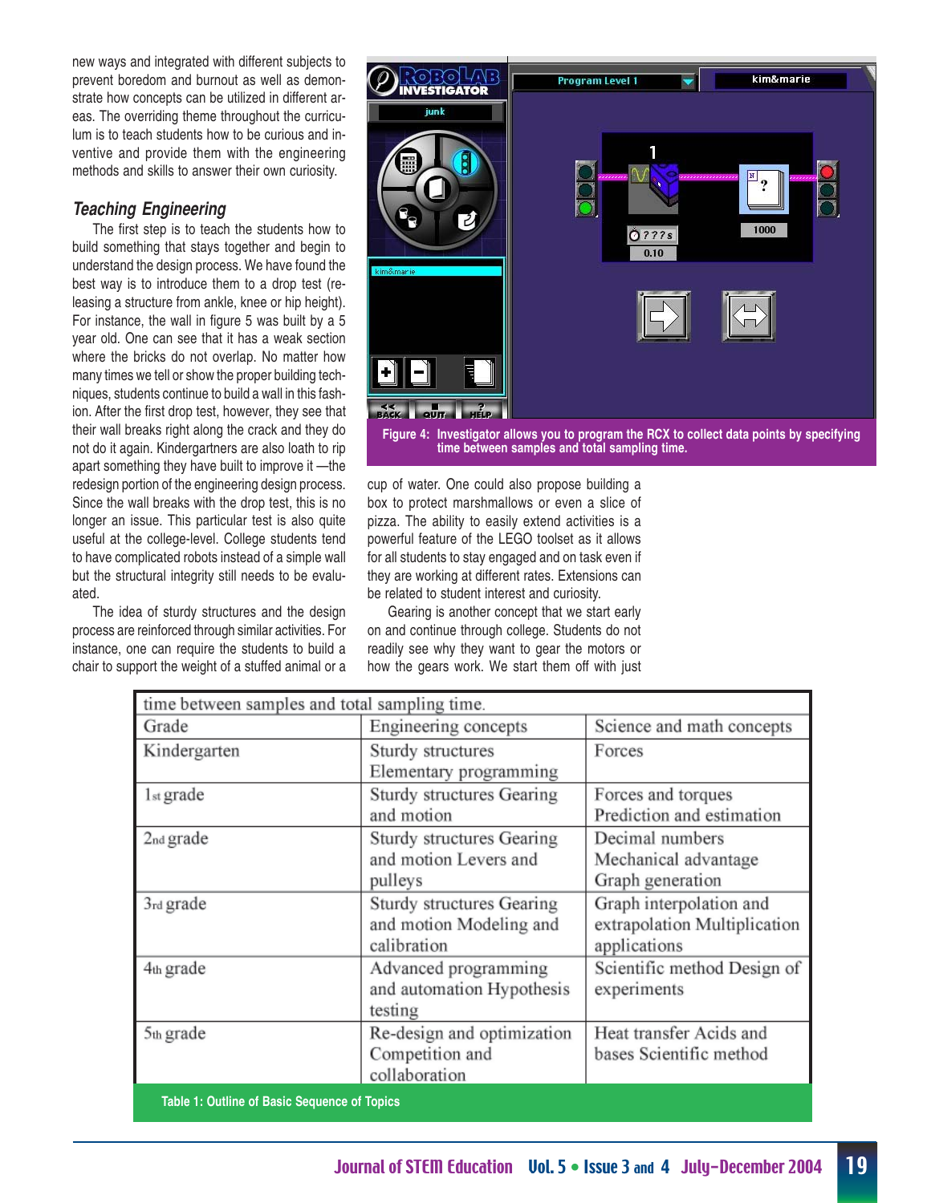new ways and integrated with different subjects to prevent boredom and burnout as well as demonstrate how concepts can be utilized in different areas. The overriding theme throughout the curriculum is to teach students how to be curious and inventive and provide them with the engineering methods and skills to answer their own curiosity.

### *Teaching Engineering*

The first step is to teach the students how to build something that stays together and begin to understand the design process. We have found the best way is to introduce them to a drop test (releasing a structure from ankle, knee or hip height). For instance, the wall in figure 5 was built by a 5 year old. One can see that it has a weak section where the bricks do not overlap. No matter how many times we tell or show the proper building techniques, students continue to build a wall in this fashion. After the first drop test, however, they see that their wall breaks right along the crack and they do not do it again. Kindergartners are also loath to rip apart something they have built to improve it —the redesign portion of the engineering design process. Since the wall breaks with the drop test, this is no longer an issue. This particular test is also quite useful at the college-level. College students tend to have complicated robots instead of a simple wall but the structural integrity still needs to be evaluated.

The idea of sturdy structures and the design process are reinforced through similar activities. For instance, one can require the students to build a chair to support the weight of a stuffed animal or a cup of water. One could also propose building a box to protect marshmallows or even a slice of pizza. The ability to easily extend activities is a powerful feature of the LEGO toolset as it allows for all students to stay engaged and on task even if they are working at different rates. Extensions can be related to student interest and curiosity.

Gearing is another concept that we start early on and continue through college. Students do not readily see why they want to gear the motors or how the gears work. We start them off with just

**Figure 4: Investigator allows you to program the RCX to collect data points by specifying time between samples and total sampling time.**

| time between samples and total sampling time. | | |
|---|---|---|
| Grade | Engineering concepts | Science and math concepts |
| Kindergarten | Sturdy structures Elementary programming | Forces |
| 1st grade | Sturdy structures Gearing and motion | Forces and torques Prediction and estimation |
| 2nd grade | Sturdy structures Gearing and motion Levers and pulleys | Decimal numbers Mechanical advantage Graph generation |
| 3rd grade | Sturdy structures Gearing and motion Modeling and calibration | Graph interpolation and extrapolation Multiplication applications |
| 4th grade | Advanced programming and automation Hypothesis testing | Scientific method Design of experiments |
| 5th grade | Re-design and optimization Competition and collaboration | Heat transfer Acids and bases Scientific method |

**Table 1: Outline of Basic Sequence of Topics**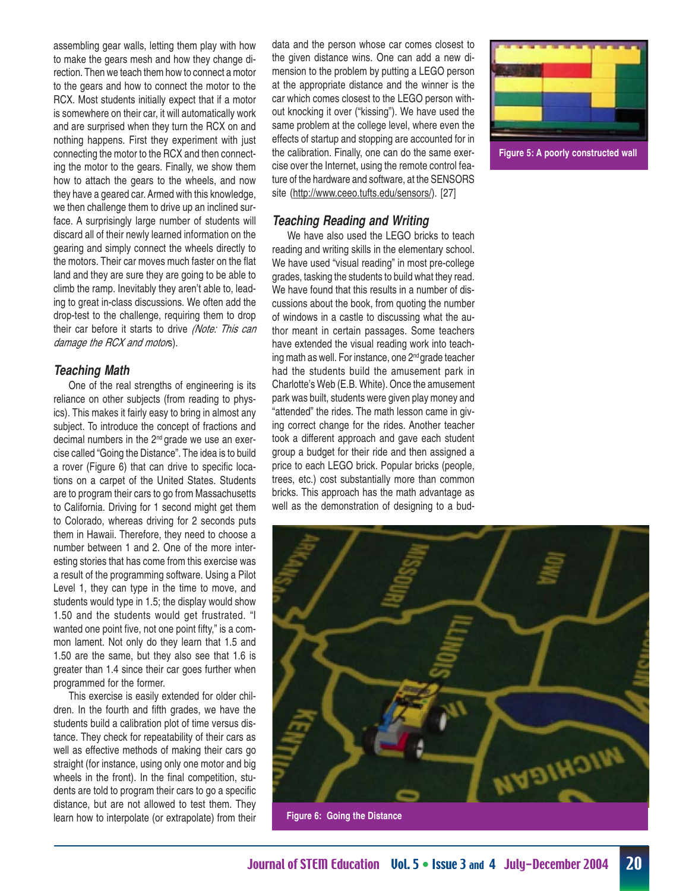assembling gear walls, letting them play with how to make the gears mesh and how they change direction. Then we teach them how to connect a motor to the gears and how to connect the motor to the RCX. Most students initially expect that if a motor is somewhere on their car, it will automatically work and are surprised when they turn the RCX on and nothing happens. First they experiment with just connecting the motor to the RCX and then connecting the motor to the gears. Finally, we show them how to attach the gears to the wheels, and now they have a geared car. Armed with this knowledge, we then challenge them to drive up an inclined surface. A surprisingly large number of students will discard all of their newly learned information on the gearing and simply connect the wheels directly to the motors. Their car moves much faster on the flat land and they are sure they are going to be able to climb the ramp. Inevitably they aren't able to, leading to great in-class discussions. We often add the drop-test to the challenge, requiring them to drop their car before it starts to drive *(Note: This can damage the RCX and motors*).

### Teaching Math

One of the real strengths of engineering is its reliance on other subjects (from reading to physics). This makes it fairly easy to bring in almost any subject. To introduce the concept of fractions and decimal numbers in the 2nd grade we use an exercise called "Going the Distance". The idea is to build a rover (Figure 6) that can drive to specific locations on a carpet of the United States. Students are to program their cars to go from Massachusetts to California. Driving for 1 second might get them to Colorado, whereas driving for 2 seconds puts them in Hawaii. Therefore, they need to choose a number between 1 and 2. One of the more interesting stories that has come from this exercise was a result of the programming software. Using a Pilot Level 1, they can type in the time to move, and students would type in 1.5; the display would show 1.50 and the students would get frustrated. "I wanted one point five, not one point fifty," is a common lament. Not only do they learn that 1.5 and 1.50 are the same, but they also see that 1.6 is greater than 1.4 since their car goes further when programmed for the former.

This exercise is easily extended for older children. In the fourth and fifth grades, we have the students build a calibration plot of time versus distance. They check for repeatability of their cars as well as effective methods of making their cars go straight (for instance, using only one motor and big wheels in the front). In the final competition, students are told to program their cars to go a specific distance, but are not allowed to test them. They learn how to interpolate (or extrapolate) from their data and the person whose car comes closest to the given distance wins. One can add a new dimension to the problem by putting a LEGO person at the appropriate distance and the winner is the car which comes closest to the LEGO person without knocking it over ("kissing"). We have used the same problem at the college level, where even the effects of startup and stopping are accounted for in the calibration. Finally, one can do the same exercise over the Internet, using the remote control feature of the hardware and software, at the SENSORS site (http://www.ceeo.tufts.edu/sensors/). [27]

### Teaching Reading and Writing

We have also used the LEGO bricks to teach reading and writing skills in the elementary school. We have used "visual reading" in most pre-college grades, tasking the students to build what they read. We have found that this results in a number of discussions about the book, from quoting the number of windows in a castle to discussing what the author meant in certain passages. Some teachers have extended the visual reading work into teaching math as well. For instance, one 2nd grade teacher had the students build the amusement park in Charlotte's Web (E.B. White). Once the amusement park was built, students were given play money and "attended" the rides. The math lesson came in giving correct change for the rides. Another teacher took a different approach and gave each student group a budget for their ride and then assigned a price to each LEGO brick. Popular bricks (people, trees, etc.) cost substantially more than common bricks. This approach has the math advantage as well as the demonstration of designing to a bud-

Figure 5: A poorly constructed wall

Figure 6: Going the Distance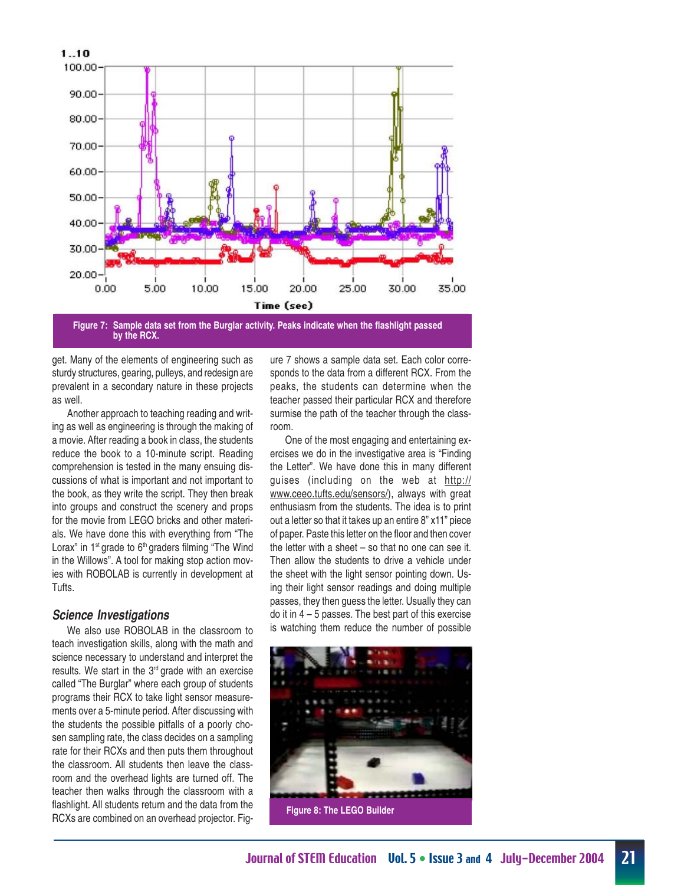Figure 7: Sample data set from the Burglar activity. Peaks indicate when the flashlight passed by the RCX.

get. Many of the elements of engineering such as sturdy structures, gearing, pulleys, and redesign are prevalent in a secondary nature in these projects as well.

Another approach to teaching reading and writing as well as engineering is through the making of a movie. After reading a book in class, the students reduce the book to a 10-minute script. Reading comprehension is tested in the many ensuing discussions of what is important and not important to the book, as they write the script. They then break into groups and construct the scenery and props for the movie from LEGO bricks and other materials. We have done this with everything from "The Lorax" in 1st grade to 6th graders filming "The Wind in the Willows". A tool for making stop action movies with ROBOLAB is currently in development at Tufts.

### *Science Investigations*

We also use ROBOLAB in the classroom to teach investigation skills, along with the math and science necessary to understand and interpret the results. We start in the 3rd grade with an exercise called "The Burglar" where each group of students programs their RCX to take light sensor measurements over a 5-minute period. After discussing with the students the possible pitfalls of a poorly chosen sampling rate, the class decides on a sampling rate for their RCXs and then puts them throughout the classroom. All students then leave the classroom and the overhead lights are turned off. The teacher then walks through the classroom with a flashlight. All students return and the data from the RCXs are combined on an overhead projector. Figure 7 shows a sample data set. Each color corresponds to the data from a different RCX. From the peaks, the students can determine when the teacher passed their particular RCX and therefore surmise the path of the teacher through the classroom.

One of the most engaging and entertaining exercises we do in the investigative area is "Finding the Letter". We have done this in many different guises (including on the web at http://www.ceeo.tufts.edu/sensors/), always with great enthusiasm from the students. The idea is to print out a letter so that it takes up an entire 8" x11" piece of paper. Paste this letter on the floor and then cover the letter with a sheet – so that no one can see it. Then allow the students to drive a vehicle under the sheet with the light sensor pointing down. Using their light sensor readings and doing multiple passes, they then guess the letter. Usually they can do it in 4 – 5 passes. The best part of this exercise is watching them reduce the number of possible

Figure 8: The LEGO Builder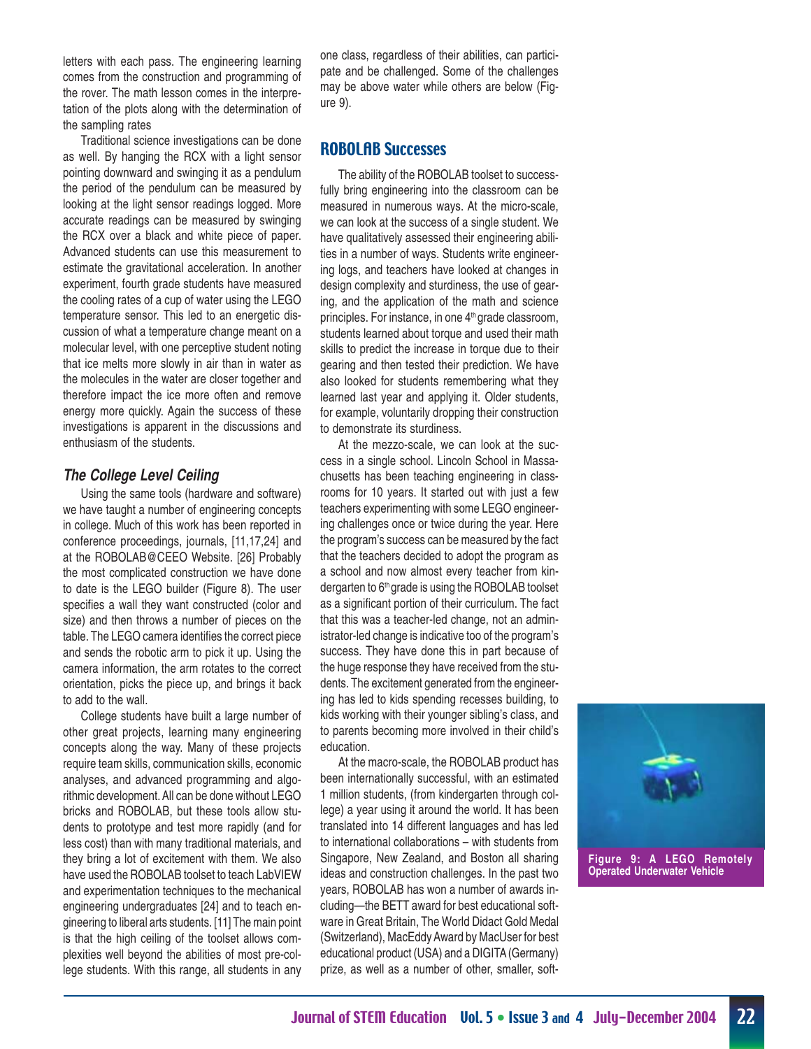letters with each pass. The engineering learning comes from the construction and programming of the rover. The math lesson comes in the interpretation of the plots along with the determination of the sampling rates

Traditional science investigations can be done as well. By hanging the RCX with a light sensor pointing downward and swinging it as a pendulum the period of the pendulum can be measured by looking at the light sensor readings logged. More accurate readings can be measured by swinging the RCX over a black and white piece of paper. Advanced students can use this measurement to estimate the gravitational acceleration. In another experiment, fourth grade students have measured the cooling rates of a cup of water using the LEGO temperature sensor. This led to an energetic discussion of what a temperature change meant on a molecular level, with one perceptive student noting that ice melts more slowly in air than in water as the molecules in the water are closer together and therefore impact the ice more often and remove energy more quickly. Again the success of these investigations is apparent in the discussions and enthusiasm of the students.

### *The College Level Ceiling*

Using the same tools (hardware and software) we have taught a number of engineering concepts in college. Much of this work has been reported in conference proceedings, journals, [11,17,24] and at the ROBOLAB@CEEO Website. [26] Probably the most complicated construction we have done to date is the LEGO builder (Figure 8). The user specifies a wall they want constructed (color and size) and then throws a number of pieces on the table. The LEGO camera identifies the correct piece and sends the robotic arm to pick it up. Using the camera information, the arm rotates to the correct orientation, picks the piece up, and brings it back to add to the wall.

College students have built a large number of other great projects, learning many engineering concepts along the way. Many of these projects require team skills, communication skills, economic analyses, and advanced programming and algorithmic development. All can be done without LEGO bricks and ROBOLAB, but these tools allow students to prototype and test more rapidly (and for less cost) than with many traditional materials, and they bring a lot of excitement with them. We also have used the ROBOLAB toolset to teach LabVIEW and experimentation techniques to the mechanical engineering undergraduates [24] and to teach engineering to liberal arts students. [11] The main point is that the high ceiling of the toolset allows complexities well beyond the abilities of most pre-college students. With this range, all students in any one class, regardless of their abilities, can participate and be challenged. Some of the challenges may be above water while others are below (Figure 9).

## ROBOLAB Successes

The ability of the ROBOLAB toolset to successfully bring engineering into the classroom can be measured in numerous ways. At the micro-scale, we can look at the success of a single student. We have qualitatively assessed their engineering abilities in a number of ways. Students write engineering logs, and teachers have looked at changes in design complexity and sturdiness, the use of gearing, and the application of the math and science principles. For instance, in one 4th grade classroom, students learned about torque and used their math skills to predict the increase in torque due to their gearing and then tested their prediction. We have also looked for students remembering what they learned last year and applying it. Older students, for example, voluntarily dropping their construction to demonstrate its sturdiness.

At the mezzo-scale, we can look at the success in a single school. Lincoln School in Massachusetts has been teaching engineering in classrooms for 10 years. It started out with just a few teachers experimenting with some LEGO engineering challenges once or twice during the year. Here the program's success can be measured by the fact that the teachers decided to adopt the program as a school and now almost every teacher from kindergarten to 6th grade is using the ROBOLAB toolset as a significant portion of their curriculum. The fact that this was a teacher-led change, not an administrator-led change is indicative too of the program's success. They have done this in part because of the huge response they have received from the students. The excitement generated from the engineering has led to kids spending recesses building, to kids working with their younger sibling's class, and to parents becoming more involved in their child's education.

At the macro-scale, the ROBOLAB product has been internationally successful, with an estimated 1 million students, (from kindergarten through college) a year using it around the world. It has been translated into 14 different languages and has led to international collaborations – with students from Singapore, New Zealand, and Boston all sharing ideas and construction challenges. In the past two years, ROBOLAB has won a number of awards including—the BETT award for best educational software in Great Britain, The World Didact Gold Medal (Switzerland), MacEddy Award by MacUser for best educational product (USA) and a DIGITA (Germany) prize, as well as a number of other, smaller, soft-

**Figure 9: A LEGO Remotely Operated Underwater Vehicle**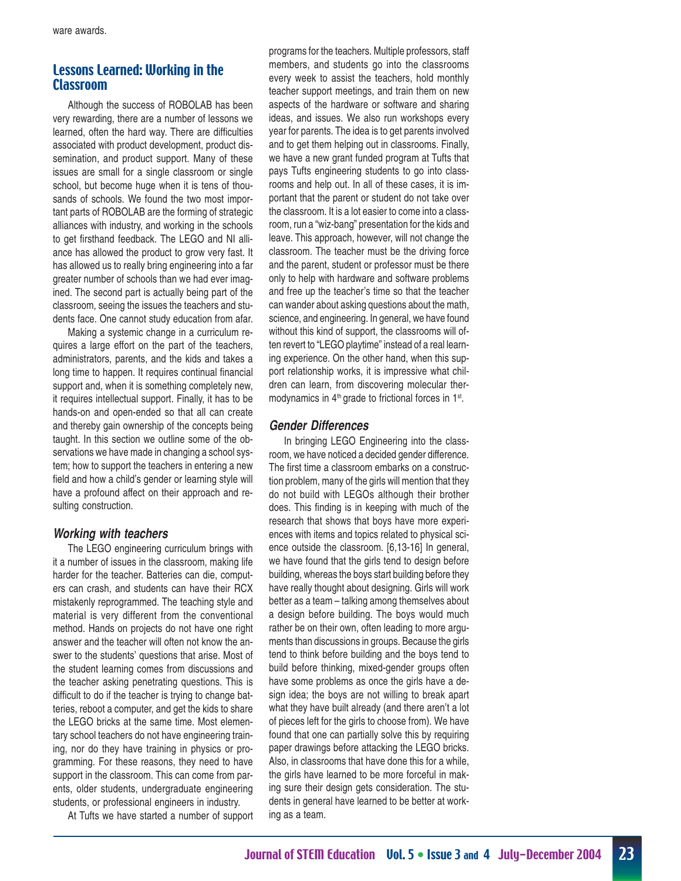ware awards.

## Lessons Learned: Working in the Classroom

Although the success of ROBOLAB has been very rewarding, there are a number of lessons we learned, often the hard way. There are difficulties associated with product development, product dissemination, and product support. Many of these issues are small for a single classroom or single school, but become huge when it is tens of thousands of schools. We found the two most important parts of ROBOLAB are the forming of strategic alliances with industry, and working in the schools to get firsthand feedback. The LEGO and NI alliance has allowed the product to grow very fast. It has allowed us to really bring engineering into a far greater number of schools than we had ever imagined. The second part is actually being part of the classroom, seeing the issues the teachers and students face. One cannot study education from afar.

Making a systemic change in a curriculum requires a large effort on the part of the teachers, administrators, parents, and the kids and takes a long time to happen. It requires continual financial support and, when it is something completely new, it requires intellectual support. Finally, it has to be hands-on and open-ended so that all can create and thereby gain ownership of the concepts being taught. In this section we outline some of the observations we have made in changing a school system; how to support the teachers in entering a new field and how a child's gender or learning style will have a profound affect on their approach and resulting construction.

### *Working with teachers*

The LEGO engineering curriculum brings with it a number of issues in the classroom, making life harder for the teacher. Batteries can die, computers can crash, and students can have their RCX mistakenly reprogrammed. The teaching style and material is very different from the conventional method. Hands on projects do not have one right answer and the teacher will often not know the answer to the students' questions that arise. Most of the student learning comes from discussions and the teacher asking penetrating questions. This is difficult to do if the teacher is trying to change batteries, reboot a computer, and get the kids to share the LEGO bricks at the same time. Most elementary school teachers do not have engineering training, nor do they have training in physics or programming. For these reasons, they need to have support in the classroom. This can come from parents, older students, undergraduate engineering students, or professional engineers in industry.

At Tufts we have started a number of support programs for the teachers. Multiple professors, staff members, and students go into the classrooms every week to assist the teachers, hold monthly teacher support meetings, and train them on new aspects of the hardware or software and sharing ideas, and issues. We also run workshops every year for parents. The idea is to get parents involved and to get them helping out in classrooms. Finally, we have a new grant funded program at Tufts that pays Tufts engineering students to go into classrooms and help out. In all of these cases, it is important that the parent or student do not take over the classroom. It is a lot easier to come into a classroom, run a "wiz-bang" presentation for the kids and leave. This approach, however, will not change the classroom. The teacher must be the driving force and the parent, student or professor must be there only to help with hardware and software problems and free up the teacher's time so that the teacher can wander about asking questions about the math, science, and engineering. In general, we have found without this kind of support, the classrooms will often revert to "LEGO playtime" instead of a real learning experience. On the other hand, when this support relationship works, it is impressive what children can learn, from discovering molecular thermodynamics in 4th grade to frictional forces in 1st.

### *Gender Differences*

In bringing LEGO Engineering into the classroom, we have noticed a decided gender difference. The first time a classroom embarks on a construction problem, many of the girls will mention that they do not build with LEGOs although their brother does. This finding is in keeping with much of the research that shows that boys have more experiences with items and topics related to physical science outside the classroom. [6,13-16] In general, we have found that the girls tend to design before building, whereas the boys start building before they have really thought about designing. Girls will work better as a team – talking among themselves about a design before building. The boys would much rather be on their own, often leading to more arguments than discussions in groups. Because the girls tend to think before building and the boys tend to build before thinking, mixed-gender groups often have some problems as once the girls have a design idea; the boys are not willing to break apart what they have built already (and there aren't a lot of pieces left for the girls to choose from). We have found that one can partially solve this by requiring paper drawings before attacking the LEGO bricks. Also, in classrooms that have done this for a while, the girls have learned to be more forceful in making sure their design gets consideration. The students in general have learned to be better at working as a team.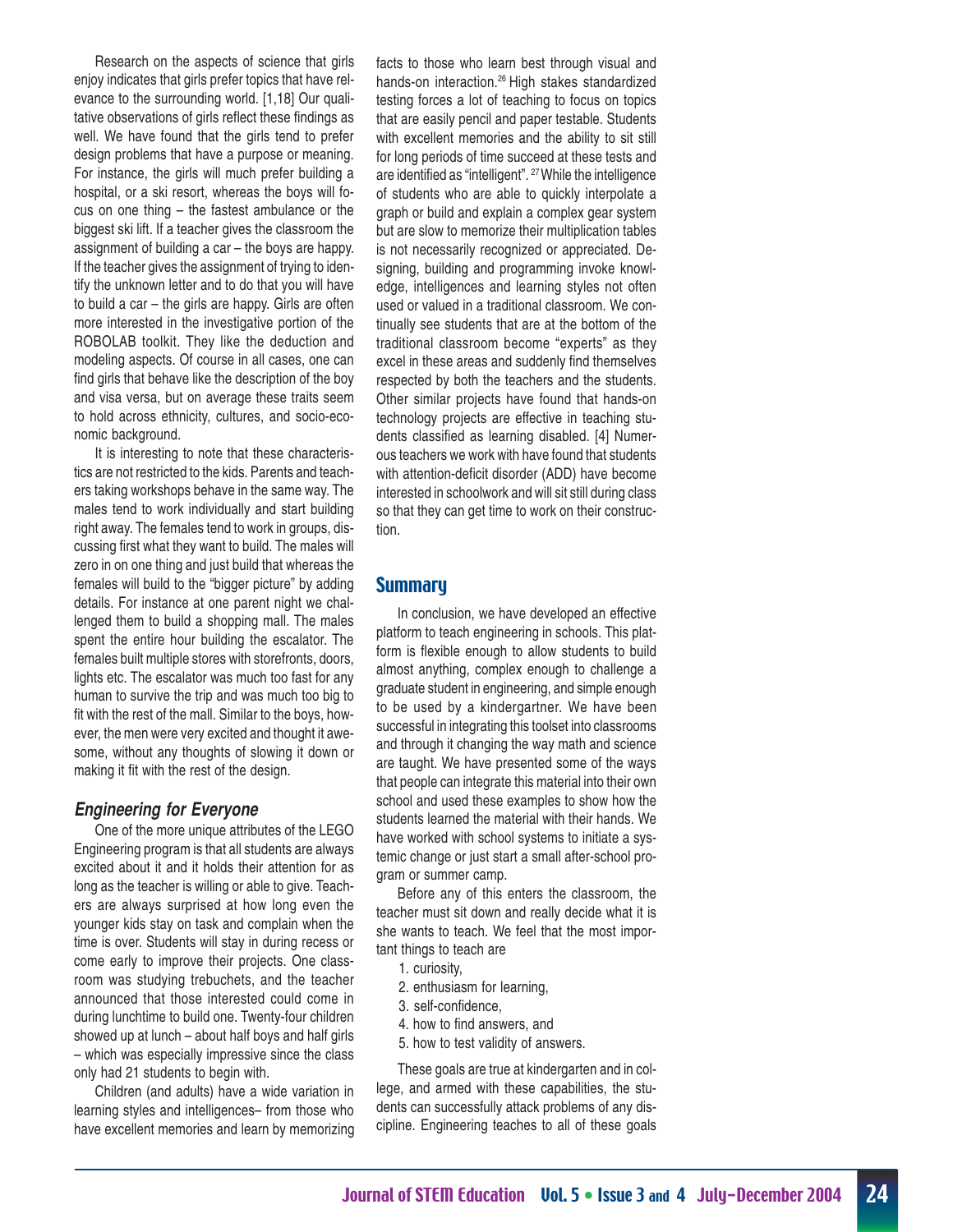Research on the aspects of science that girls enjoy indicates that girls prefer topics that have relevance to the surrounding world. [1,18] Our qualitative observations of girls reflect these findings as well. We have found that the girls tend to prefer design problems that have a purpose or meaning. For instance, the girls will much prefer building a hospital, or a ski resort, whereas the boys will focus on one thing – the fastest ambulance or the biggest ski lift. If a teacher gives the classroom the assignment of building a car – the boys are happy. If the teacher gives the assignment of trying to identify the unknown letter and to do that you will have to build a car – the girls are happy. Girls are often more interested in the investigative portion of the ROBOLAB toolkit. They like the deduction and modeling aspects. Of course in all cases, one can find girls that behave like the description of the boy and visa versa, but on average these traits seem to hold across ethnicity, cultures, and socio-economic background.

It is interesting to note that these characteristics are not restricted to the kids. Parents and teachers taking workshops behave in the same way. The males tend to work individually and start building right away. The females tend to work in groups, discussing first what they want to build. The males will zero in on one thing and just build that whereas the females will build to the "bigger picture" by adding details. For instance at one parent night we challenged them to build a shopping mall. The males spent the entire hour building the escalator. The females built multiple stores with storefronts, doors, lights etc. The escalator was much too fast for any human to survive the trip and was much too big to fit with the rest of the mall. Similar to the boys, however, the men were very excited and thought it awesome, without any thoughts of slowing it down or making it fit with the rest of the design.

### *Engineering for Everyone*

One of the more unique attributes of the LEGO Engineering program is that all students are always excited about it and it holds their attention for as long as the teacher is willing or able to give. Teachers are always surprised at how long even the younger kids stay on task and complain when the time is over. Students will stay in during recess or come early to improve their projects. One classroom was studying trebuchets, and the teacher announced that those interested could come in during lunchtime to build one. Twenty-four children showed up at lunch – about half boys and half girls – which was especially impressive since the class only had 21 students to begin with.

Children (and adults) have a wide variation in learning styles and intelligences– from those who have excellent memories and learn by memorizing facts to those who learn best through visual and hands-on interaction.[26] High stakes standardized testing forces a lot of teaching to focus on topics that are easily pencil and paper testable. Students with excellent memories and the ability to sit still for long periods of time succeed at these tests and are identified as "intelligent". [27] While the intelligence of students who are able to quickly interpolate a graph or build and explain a complex gear system but are slow to memorize their multiplication tables is not necessarily recognized or appreciated. Designing, building and programming invoke knowledge, intelligences and learning styles not often used or valued in a traditional classroom. We continually see students that are at the bottom of the traditional classroom become "experts" as they excel in these areas and suddenly find themselves respected by both the teachers and the students. Other similar projects have found that hands-on technology projects are effective in teaching students classified as learning disabled. [4] Numerous teachers we work with have found that students with attention-deficit disorder (ADD) have become interested in schoolwork and will sit still during class so that they can get time to work on their construction.

## Summary

In conclusion, we have developed an effective platform to teach engineering in schools. This platform is flexible enough to allow students to build almost anything, complex enough to challenge a graduate student in engineering, and simple enough to be used by a kindergartner. We have been successful in integrating this toolset into classrooms and through it changing the way math and science are taught. We have presented some of the ways that people can integrate this material into their own school and used these examples to show how the students learned the material with their hands. We have worked with school systems to initiate a systemic change or just start a small after-school program or summer camp.

Before any of this enters the classroom, the teacher must sit down and really decide what it is she wants to teach. We feel that the most important things to teach are

1. curiosity,
2. enthusiasm for learning,
3. self-confidence,
4. how to find answers, and
5. how to test validity of answers.

These goals are true at kindergarten and in college, and armed with these capabilities, the students can successfully attack problems of any discipline. Engineering teaches to all of these goals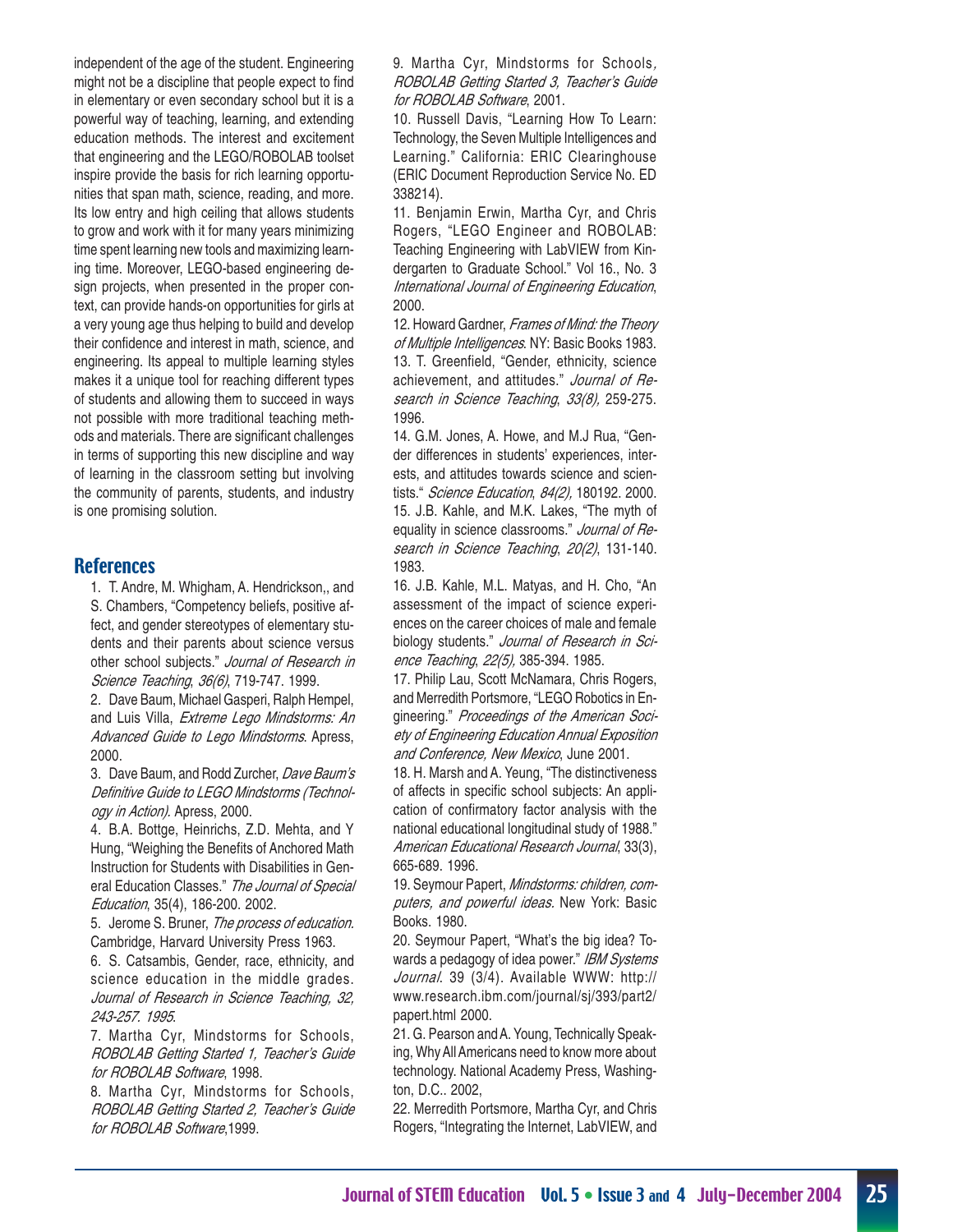independent of the age of the student. Engineering might not be a discipline that people expect to find in elementary or even secondary school but it is a powerful way of teaching, learning, and extending education methods. The interest and excitement that engineering and the LEGO/ROBOLAB toolset inspire provide the basis for rich learning opportunities that span math, science, reading, and more. Its low entry and high ceiling that allows students to grow and work with it for many years minimizing time spent learning new tools and maximizing learning time. Moreover, LEGO-based engineering design projects, when presented in the proper context, can provide hands-on opportunities for girls at a very young age thus helping to build and develop their confidence and interest in math, science, and engineering. Its appeal to multiple learning styles makes it a unique tool for reaching different types of students and allowing them to succeed in ways not possible with more traditional teaching methods and materials. There are significant challenges in terms of supporting this new discipline and way of learning in the classroom setting but involving the community of parents, students, and industry is one promising solution.

## References

1. T. Andre, M. Whigham, A. Hendrickson,, and S. Chambers, "Competency beliefs, positive affect, and gender stereotypes of elementary students and their parents about science versus other school subjects." *Journal of Research in Science Teaching*, *36(6)*, 719-747. 1999.
2. Dave Baum, Michael Gasperi, Ralph Hempel, and Luis Villa, *Extreme Lego Mindstorms: An Advanced Guide to Lego Mindstorms*. Apress, 2000.
3. Dave Baum, and Rodd Zurcher, *Dave Baum's Definitive Guide to LEGO Mindstorms (Technology in Action).* Apress, 2000.
4. B.A. Bottge, Heinrichs, Z.D. Mehta, and Y Hung, "Weighing the Benefits of Anchored Math Instruction for Students with Disabilities in General Education Classes." *The Journal of Special Education*, 35(4), 186-200. 2002.
5. Jerome S. Bruner, *The process of education.* Cambridge, Harvard University Press 1963.
6. S. Catsambis, Gender, race, ethnicity, and science education in the middle grades. *Journal of Research in Science Teaching, 32, 243-257. 1995*.
7. Martha Cyr, Mindstorms for Schools, *ROBOLAB Getting Started 1, Teacher's Guide for ROBOLAB Software*, 1998.
8. Martha Cyr, Mindstorms for Schools, *ROBOLAB Getting Started 2, Teacher's Guide for ROBOLAB Software*,1999.
9. Martha Cyr, Mindstorms for Schools*, ROBOLAB Getting Started 3, Teacher's Guide for ROBOLAB Software*, 2001.
10. Russell Davis, "Learning How To Learn: Technology, the Seven Multiple Intelligences and Learning." California: ERIC Clearinghouse (ERIC Document Reproduction Service No. ED 338214).
11. Benjamin Erwin, Martha Cyr, and Chris Rogers, "LEGO Engineer and ROBOLAB: Teaching Engineering with LabVIEW from Kindergarten to Graduate School." Vol 16., No. 3 *International Journal of Engineering Education*, 2000.
12. Howard Gardner, *Frames of Mind: the Theory of Multiple Intelligences*. NY: Basic Books 1983.
13. T. Greenfield, "Gender, ethnicity, science achievement, and attitudes." *Journal of Research in Science Teaching*, *33(8),* 259-275. 1996.
14. G.M. Jones, A. Howe, and M.J Rua, "Gender differences in students' experiences, interests, and attitudes towards science and scientists." *Science Education*, *84(2),* 180192. 2000.
15. J.B. Kahle, and M.K. Lakes, "The myth of equality in science classrooms." *Journal of Research in Science Teaching*, *20(2)*, 131-140. 1983.
16. J.B. Kahle, M.L. Matyas, and H. Cho, "An assessment of the impact of science experiences on the career choices of male and female biology students." *Journal of Research in Science Teaching*, *22(5),* 385-394. 1985.
17. Philip Lau, Scott McNamara, Chris Rogers, and Merredith Portsmore, "LEGO Robotics in Engineering." *Proceedings of the American Society of Engineering Education Annual Exposition and Conference, New Mexico*, June 2001.
18. H. Marsh and A. Yeung, "The distinctiveness of affects in specific school subjects: An application of confirmatory factor analysis with the national educational longitudinal study of 1988." *American Educational Research Journal*, 33(3), 665-689. 1996.
19. Seymour Papert, *Mindstorms: children, computers, and powerful ideas.* New York: Basic Books. 1980.
20. Seymour Papert, "What's the big idea? Towards a pedagogy of idea power." *IBM Systems Journal*. 39 (3/4). Available WWW: http://www.research.ibm.com/journal/sj/393/part2/papert.html 2000.
21. G. Pearson and A. Young, Technically Speaking, Why All Americans need to know more about technology. National Academy Press, Washington, D.C.. 2002,
22. Merredith Portsmore, Martha Cyr, and Chris Rogers, "Integrating the Internet, LabVIEW, and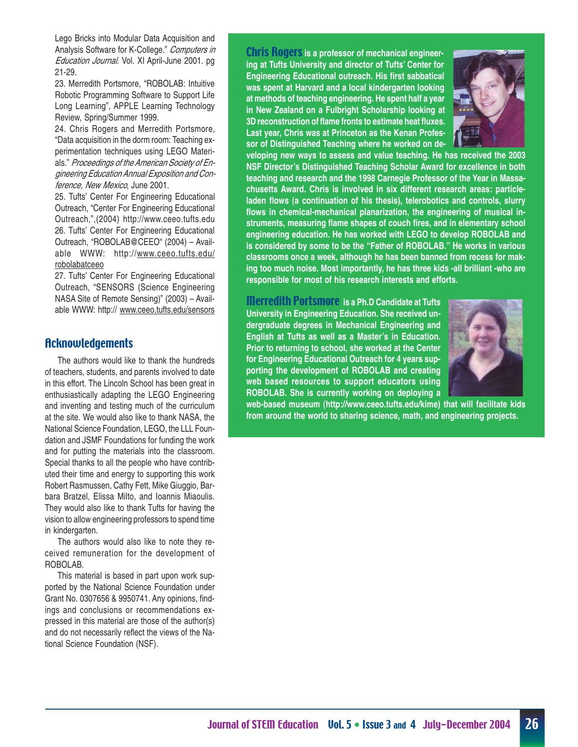Lego Bricks into Modular Data Acquisition and Analysis Software for K-College." *Computers in Education Journal*. Vol. XI April-June 2001. pg 21-29.

23. Merredith Portsmore, "ROBOLAB: Intuitive Robotic Programming Software to Support Life Long Learning", APPLE Learning Technology Review, Spring/Summer 1999.

24. Chris Rogers and Merredith Portsmore, "Data acquisition in the dorm room: Teaching experimentation techniques using LEGO Materials." *Proceedings of the American Society of Engineering Education Annual Exposition and Conference, New Mexico*, June 2001.

25. Tufts' Center For Engineering Educational Outreach, "Center For Engineering Educational Outreach,",(2004) http://www.ceeo.tufts.edu

26. Tufts' Center For Engineering Educational Outreach, "ROBOLAB@CEEO" (2004) – Available WWW: http://www.ceeo.tufts.edu/robolabatceeo

27. Tufts' Center For Engineering Educational Outreach, "SENSORS (Science Engineering NASA Site of Remote Sensing)" (2003) – Available WWW: http:// www.ceeo.tufts.edu/sensors

## Acknowledgements

The authors would like to thank the hundreds of teachers, students, and parents involved to date in this effort. The Lincoln School has been great in enthusiastically adapting the LEGO Engineering and inventing and testing much of the curriculum at the site. We would also like to thank NASA, the National Science Foundation, LEGO, the LLL Foundation and JSMF Foundations for funding the work and for putting the materials into the classroom. Special thanks to all the people who have contributed their time and energy to supporting this work Robert Rasmussen, Cathy Fett, Mike Giuggio, Barbara Bratzel, Elissa Milto, and Ioannis Miaoulis. They would also like to thank Tufts for having the vision to allow engineering professors to spend time in kindergarten.

The authors would also like to note they received remuneration for the development of ROBOLAB.

This material is based in part upon work supported by the National Science Foundation under Grant No. 0307656 & 9950741. Any opinions, findings and conclusions or recommendations expressed in this material are those of the author(s) and do not necessarily reflect the views of the National Science Foundation (NSF).

**Chris Rogers** **is a professor of mechanical engineering at Tufts University and director of Tufts' Center for Engineering Educational outreach. His first sabbatical was spent at Harvard and a local kindergarten looking at methods of teaching engineering. He spent half a year in New Zealand on a Fulbright Scholarship looking at 3D reconstruction of flame fronts to estimate heat fluxes. Last year, Chris was at Princeton as the Kenan Professor of Distinguished Teaching where he worked on developing new ways to assess and value teaching. He has received the 2003 NSF Director's Distinguished Teaching Scholar Award for excellence in both teaching and research and the 1998 Carnegie Professor of the Year in Massachusetts Award. Chris is involved in six different research areas: particle-laden flows (a continuation of his thesis), telerobotics and controls, slurry flows in chemical-mechanical planarization, the engineering of musical instruments, measuring flame shapes of couch fires, and in elementary school engineering education. He has worked with LEGO to develop ROBOLAB and is considered by some to be the "Father of ROBOLAB." He works in various classrooms once a week, although he has been banned from recess for making too much noise. Most importantly, he has three kids -all brilliant -who are responsible for most of his research interests and efforts.**

**Merredith Portsmore** **is a Ph.D Candidate at Tufts University in Engineering Education. She received undergraduate degrees in Mechanical Engineering and English at Tufts as well as a Master's in Education. Prior to returning to school, she worked at the Center for Engineering Educational Outreach for 4 years supporting the development of ROBOLAB and creating web based resources to support educators using ROBOLAB. She is currently working on deploying a web-based museum (http://www.ceeo.tufts.edu/kime) that will facilitate kids from around the world to sharing science, math, and engineering projects.**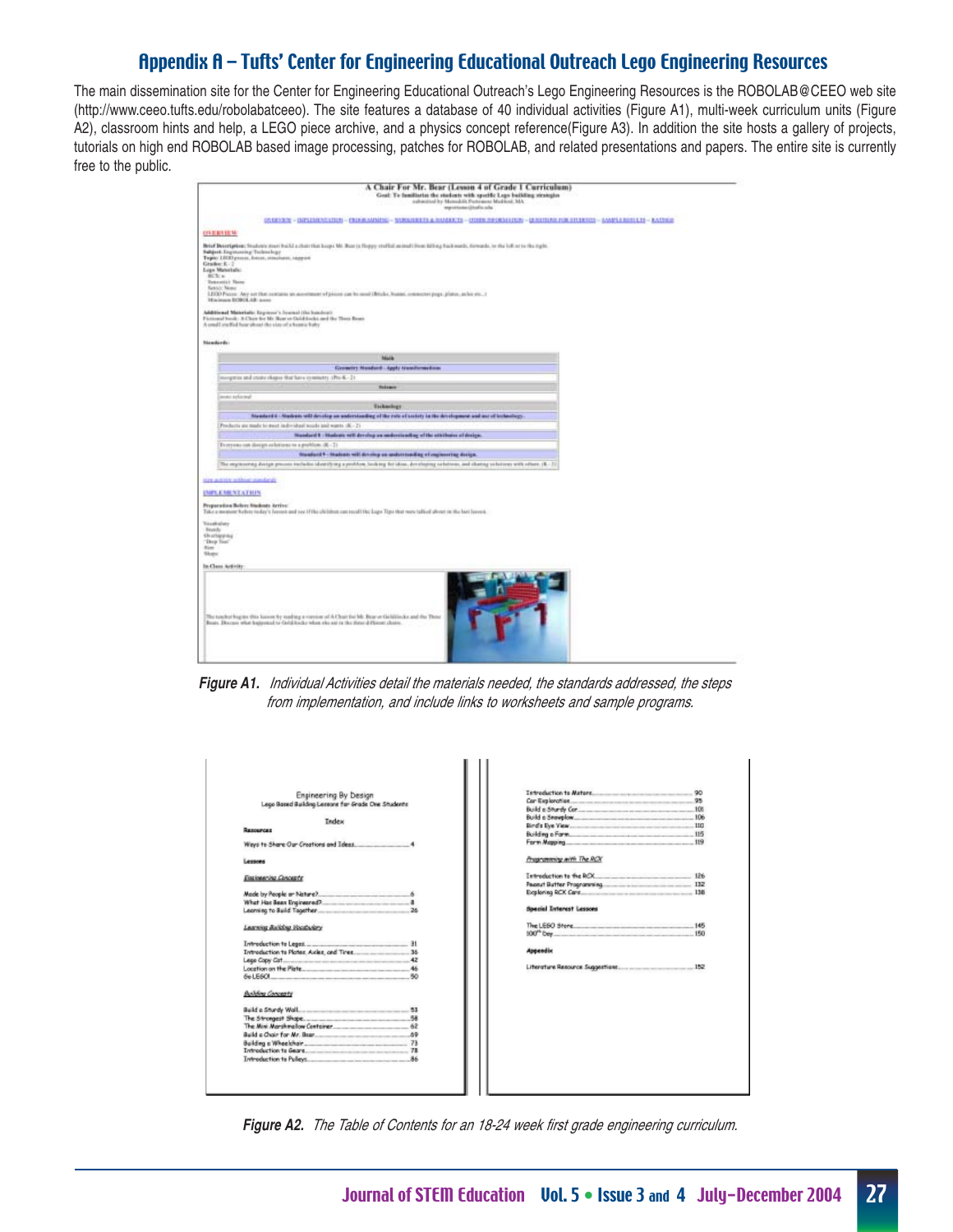## Appendix A – Tufts' Center for Engineering Educational Outreach Lego Engineering Resources

The main dissemination site for the Center for Engineering Educational Outreach's Lego Engineering Resources is the ROBOLAB@CEEO web site (http://www.ceeo.tufts.edu/robolabatceeo). The site features a database of 40 individual activities (Figure A1), multi-week curriculum units (Figure A2), classroom hints and help, a LEGO piece archive, and a physics concept reference(Figure A3). In addition the site hosts a gallery of projects, tutorials on high end ROBOLAB based image processing, patches for ROBOLAB, and related presentations and papers. The entire site is currently free to the public.

***Figure A1.*** *Individual Activities detail the materials needed, the standards addressed, the steps from implementation, and include links to worksheets and sample programs.*

***Figure A2.*** *The Table of Contents for an 18-24 week first grade engineering curriculum.*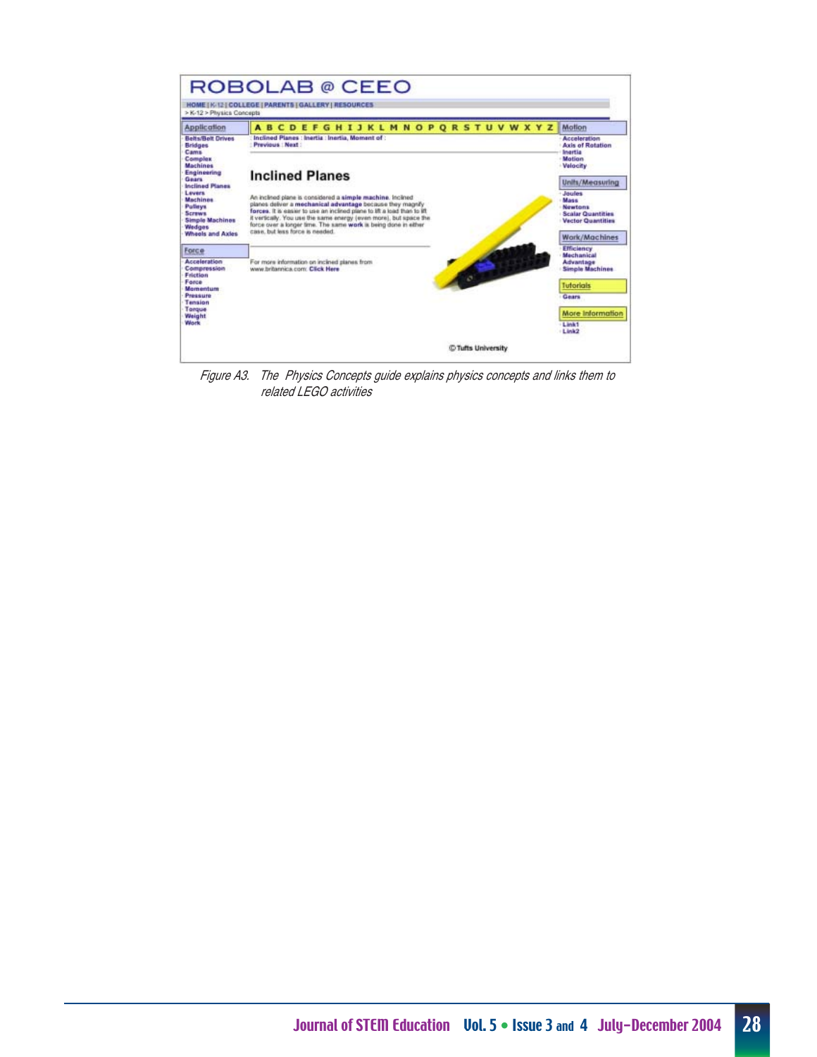*Figure A3. The Physics Concepts guide explains physics concepts and links them to related LEGO activities*